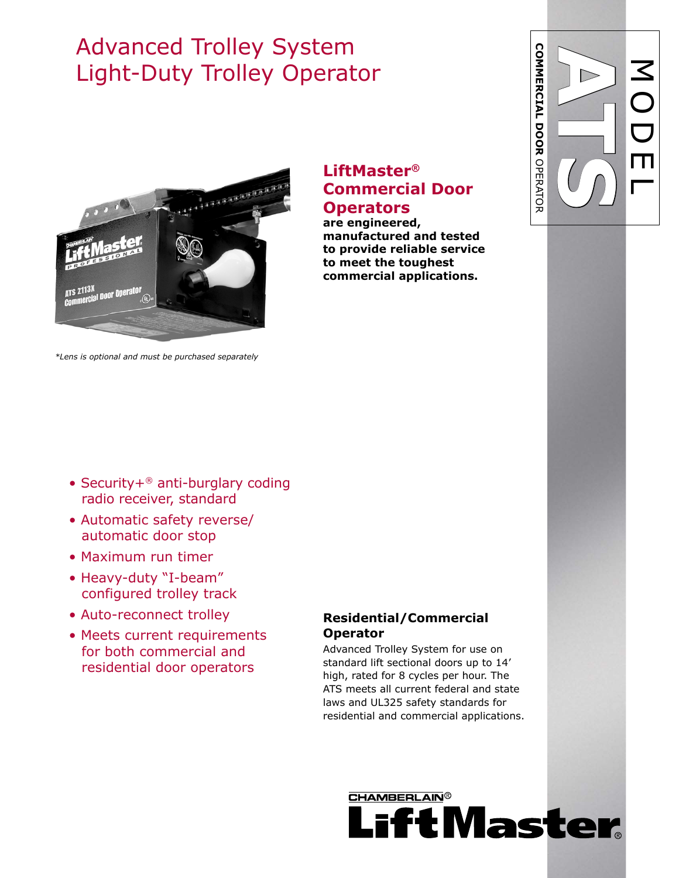# Advanced Trolley System
# Light-Duty Trolley Operator

MODEL **ATS**

**COMMERCIAL DOOR** OPERATOR

*Lens is optional and must be purchased separately

## LiftMaster® Commercial Door Operators

**are engineered, manufactured and tested to provide reliable service to meet the toughest commercial applications.**

- Security+® anti-burglary coding radio receiver, standard
- Automatic safety reverse/ automatic door stop
- Maximum run timer
- Heavy-duty "I-beam" configured trolley track
- Auto-reconnect trolley
- Meets current requirements for both commercial and residential door operators

### Residential/Commercial Operator

Advanced Trolley System for use on standard lift sectional doors up to 14' high, rated for 8 cycles per hour. The ATS meets all current federal and state laws and UL325 safety standards for residential and commercial applications.

CHAMBERLAIN® LiftMaster®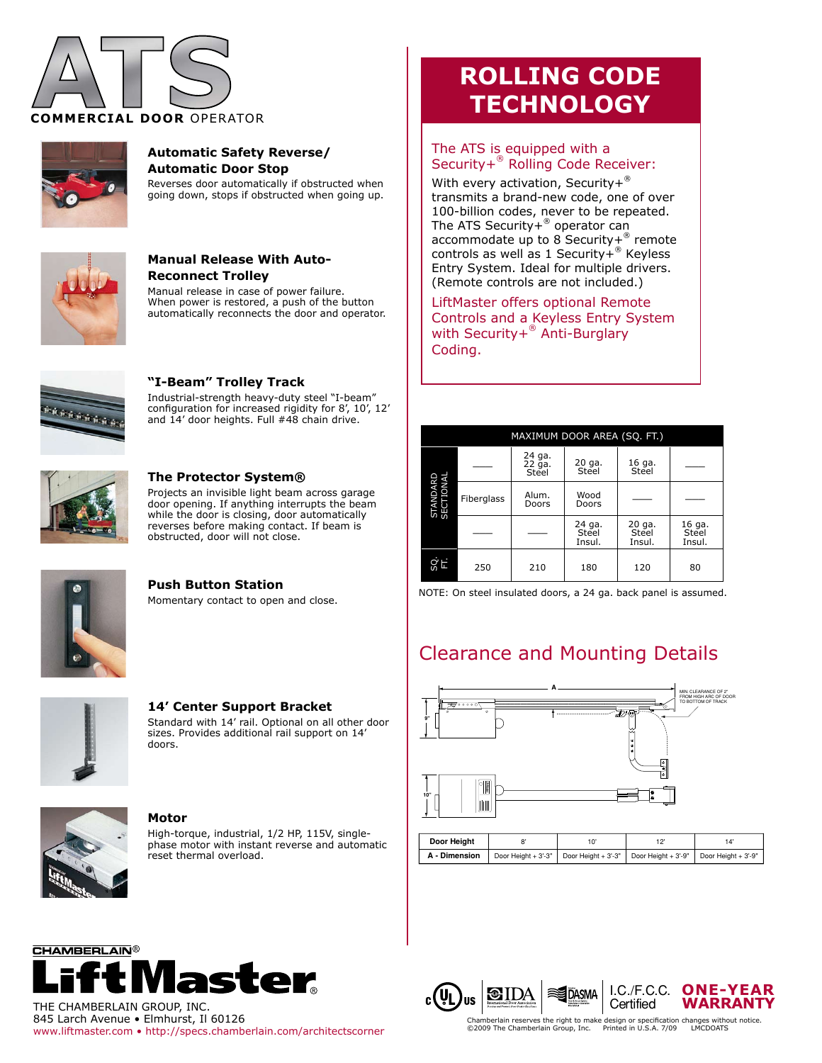# ATS

**COMMERCIAL DOOR** OPERATOR

### Automatic Safety Reverse/ Automatic Door Stop

Reverses door automatically if obstructed when going down, stops if obstructed when going up.

### Manual Release With Auto-Reconnect Trolley

Manual release in case of power failure. When power is restored, a push of the button automatically reconnects the door and operator.

### "I-Beam" Trolley Track

Industrial-strength heavy-duty steel "I-beam" configuration for increased rigidity for 8', 10', 12' and 14' door heights. Full #48 chain drive.

### The Protector System®

Projects an invisible light beam across garage door opening. If anything interrupts the beam while the door is closing, door automatically reverses before making contact. If beam is obstructed, door will not close.

### Push Button Station

Momentary contact to open and close.

### 14' Center Support Bracket

Standard with 14' rail. Optional on all other door sizes. Provides additional rail support on 14' doors.

### Motor

High-torque, industrial, 1/2 HP, 115V, single-phase motor with instant reverse and automatic reset thermal overload.

## ROLLING CODE TECHNOLOGY

The ATS is equipped with a Security+® Rolling Code Receiver:

With every activation, Security+® transmits a brand-new code, one of over 100-billion codes, never to be repeated. The ATS Security+® operator can accommodate up to 8 Security+® remote controls as well as 1 Security+® Keyless Entry System. Ideal for multiple drivers. (Remote controls are not included.)

LiftMaster offers optional Remote Controls and a Keyless Entry System with Security+® Anti-Burglary Coding.

| MAXIMUM DOOR AREA (SQ. FT.) | | | | | |
|---|---|---|---|---|---|
| STANDARD SECTIONAL | —— | 24 ga. 22 ga. Steel | 20 ga. Steel | 16 ga. Steel | —— |
| | Fiberglass | Alum. Doors | Wood Doors | —— | —— |
| | —— | —— | 24 ga. Steel Insul. | 20 ga. Steel Insul. | 16 ga. Steel Insul. |
| SQ. FT. | 250 | 210 | 180 | 120 | 80 |

NOTE: On steel insulated doors, a 24 ga. back panel is assumed.

## Clearance and Mounting Details

A

MIN. CLEARANCE OF 2" FROM HIGH ARC OF DOOR TO BOTTOM OF TRACK

9"

10"

| Door Height | 8' | 10' | 12' | 14' |
|---|---|---|---|---|
| A - Dimension | Door Height + 3'-3" | Door Height + 3'-3" | Door Height + 3'-9" | Door Height + 3'-9" |

CHAMBERLAIN®
LiftMaster®

THE CHAMBERLAIN GROUP, INC.
845 Larch Avenue • Elmhurst, Il 60126
www.liftmaster.com • http://specs.chamberlain.com/architectscorner

I.C./F.C.C. Certified

**ONE-YEAR WARRANTY**

Chamberlain reserves the right to make design or specification changes without notice.
©2009 The Chamberlain Group, Inc. Printed in U.S.A. 7/09 LMCDOATS